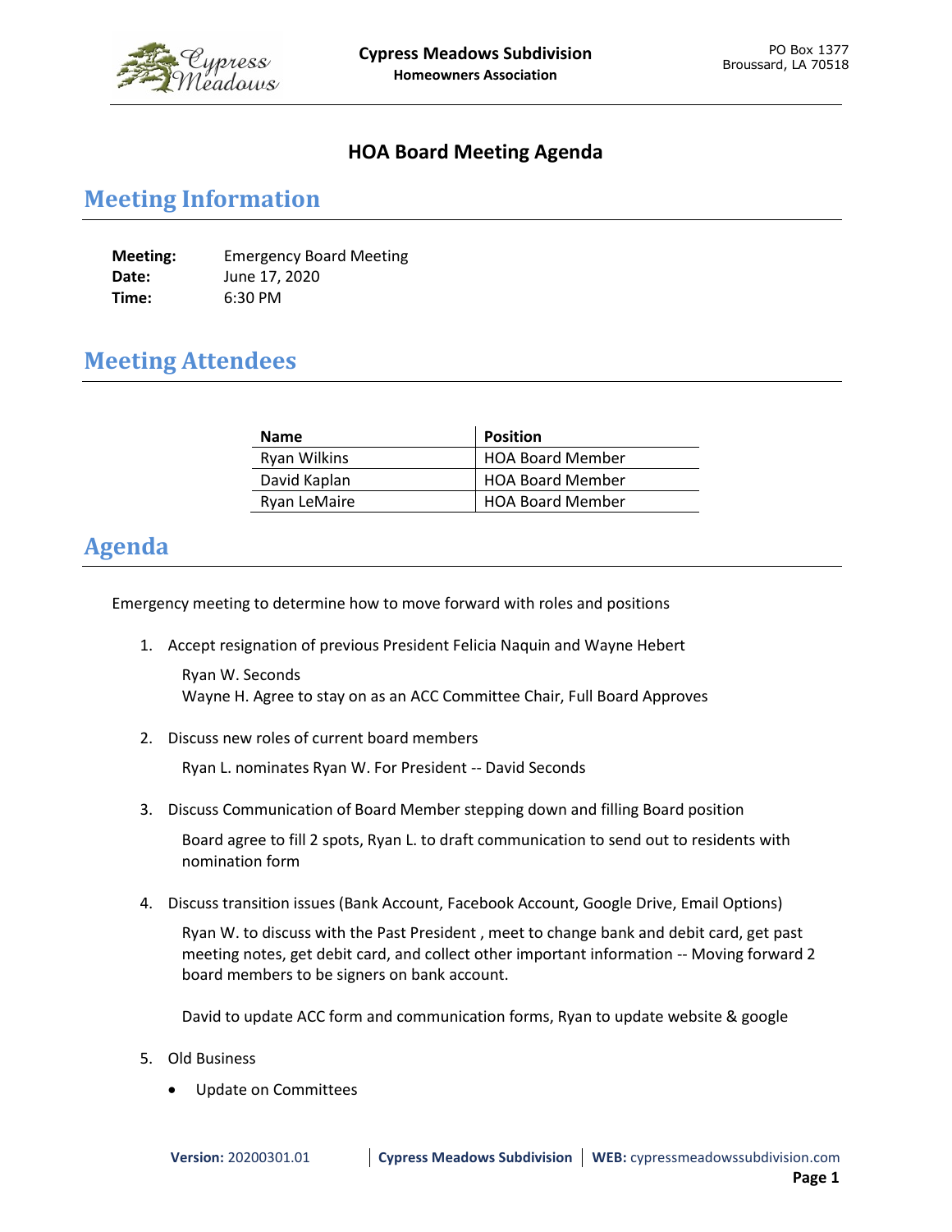**Cypress Meadows Subdivision**
**Homeowners Association**

PO Box 1377
Broussard, LA 70518

# HOA Board Meeting Agenda

## Meeting Information

**Meeting:** Emergency Board Meeting
**Date:** June 17, 2020
**Time:** 6:30 PM

## Meeting Attendees

| Name | Position |
|---|---|
| Ryan Wilkins | HOA Board Member |
| David Kaplan | HOA Board Member |
| Ryan LeMaire | HOA Board Member |

## Agenda

Emergency meeting to determine how to move forward with roles and positions

1. Accept resignation of previous President Felicia Naquin and Wayne Hebert

   Ryan W. Seconds
   Wayne H. Agree to stay on as an ACC Committee Chair, Full Board Approves

2. Discuss new roles of current board members

   Ryan L. nominates Ryan W. For President -- David Seconds

3. Discuss Communication of Board Member stepping down and filling Board position

   Board agree to fill 2 spots, Ryan L. to draft communication to send out to residents with nomination form

4. Discuss transition issues (Bank Account, Facebook Account, Google Drive, Email Options)

   Ryan W. to discuss with the Past President , meet to change bank and debit card, get past meeting notes, get debit card, and collect other important information -- Moving forward 2 board members to be signers on bank account.

   David to update ACC form and communication forms, Ryan to update website & google

5. Old Business

   - Update on Committees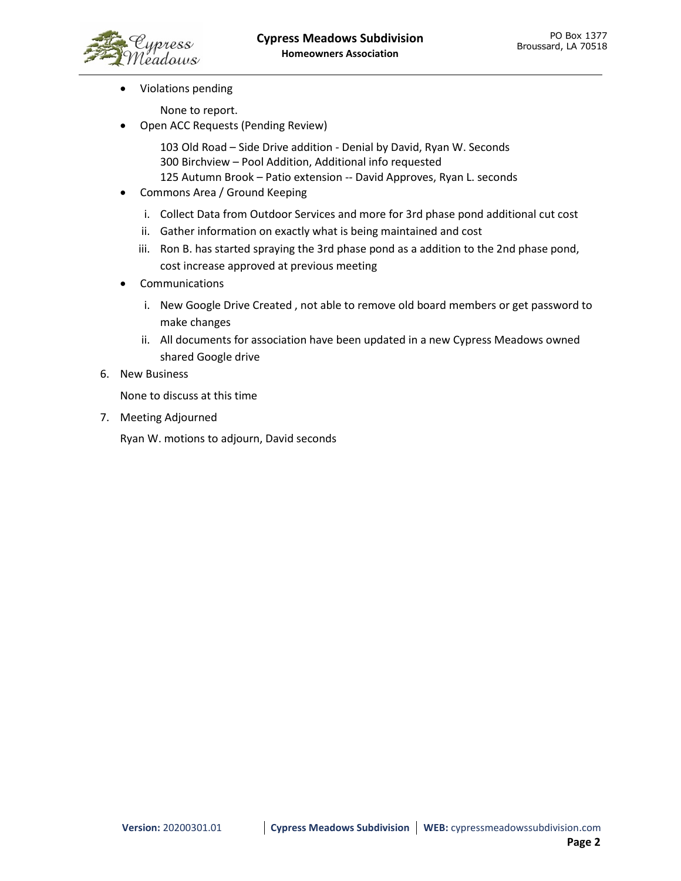- Violations pending

  None to report.

- Open ACC Requests (Pending Review)

  103 Old Road – Side Drive addition - Denial by David, Ryan W. Seconds
  300 Birchview – Pool Addition, Additional info requested
  125 Autumn Brook – Patio extension -- David Approves, Ryan L. seconds

- Commons Area / Ground Keeping

  i. Collect Data from Outdoor Services and more for 3rd phase pond additional cut cost
  ii. Gather information on exactly what is being maintained and cost
  iii. Ron B. has started spraying the 3rd phase pond as a addition to the 2nd phase pond, cost increase approved at previous meeting

- Communications

  i. New Google Drive Created , not able to remove old board members or get password to make changes
  ii. All documents for association have been updated in a new Cypress Meadows owned shared Google drive

6. New Business

   None to discuss at this time

7. Meeting Adjourned

   Ryan W. motions to adjourn, David seconds